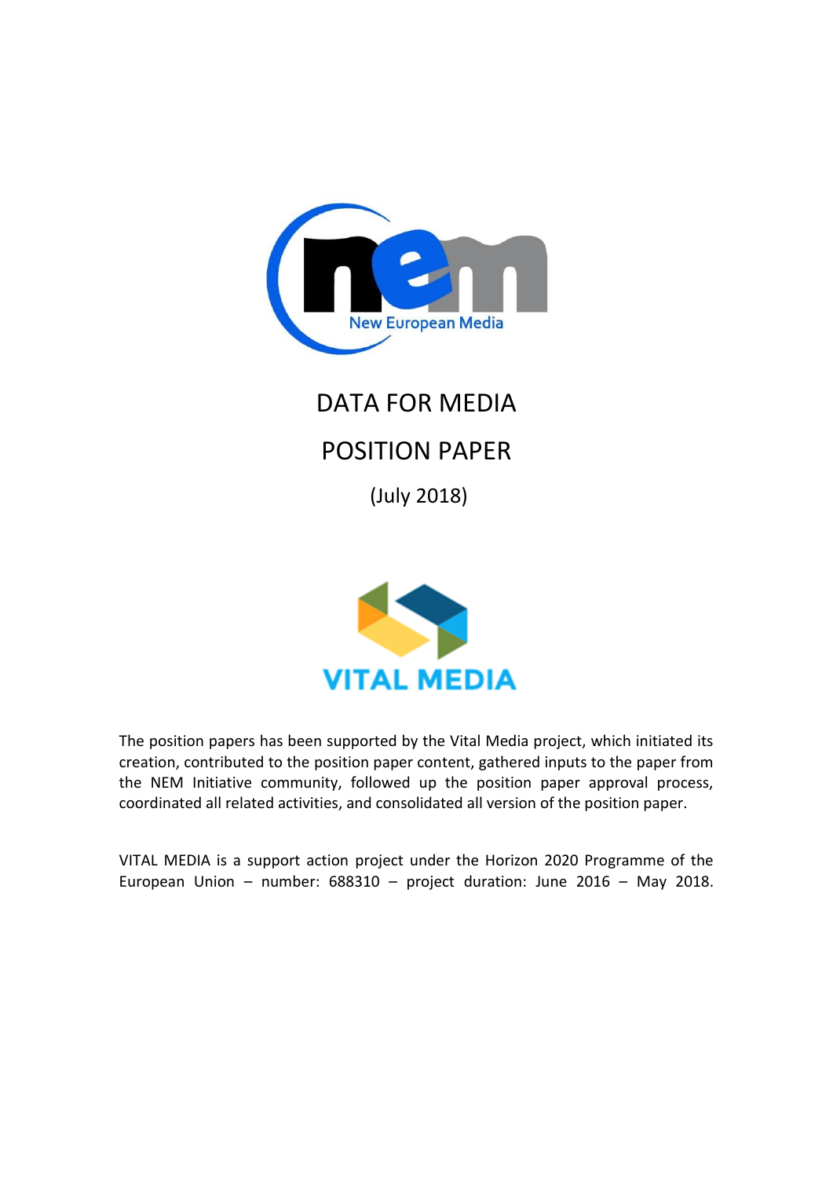# DATA FOR MEDIA

# POSITION PAPER

(July 2018)

The position papers has been supported by the Vital Media project, which initiated its creation, contributed to the position paper content, gathered inputs to the paper from the NEM Initiative community, followed up the position paper approval process, coordinated all related activities, and consolidated all version of the position paper.

VITAL MEDIA is a support action project under the Horizon 2020 Programme of the European Union – number: 688310 – project duration: June 2016 – May 2018.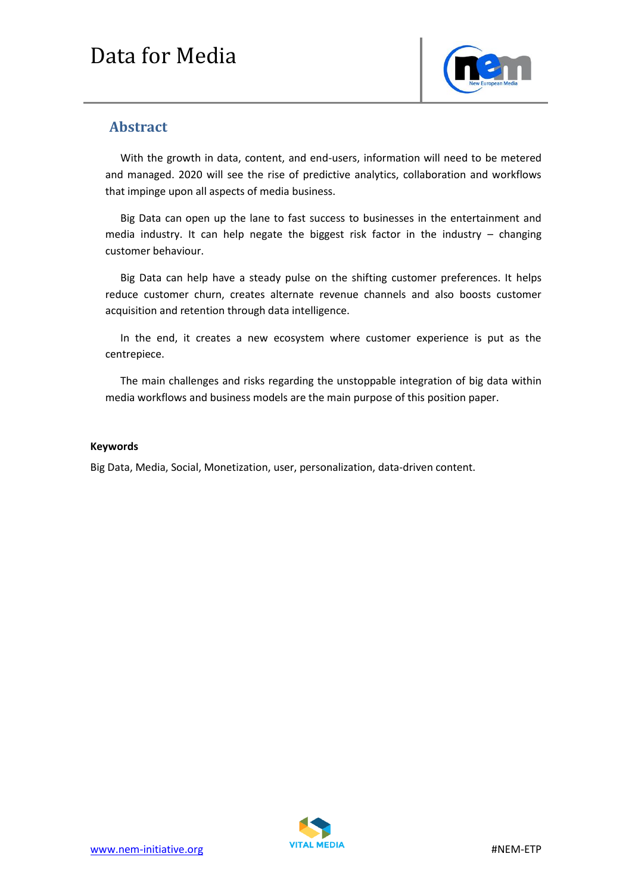## Abstract

With the growth in data, content, and end-users, information will need to be metered and managed. 2020 will see the rise of predictive analytics, collaboration and workflows that impinge upon all aspects of media business.

Big Data can open up the lane to fast success to businesses in the entertainment and media industry. It can help negate the biggest risk factor in the industry – changing customer behaviour.

Big Data can help have a steady pulse on the shifting customer preferences. It helps reduce customer churn, creates alternate revenue channels and also boosts customer acquisition and retention through data intelligence.

In the end, it creates a new ecosystem where customer experience is put as the centrepiece.

The main challenges and risks regarding the unstoppable integration of big data within media workflows and business models are the main purpose of this position paper.

**Keywords**

Big Data, Media, Social, Monetization, user, personalization, data-driven content.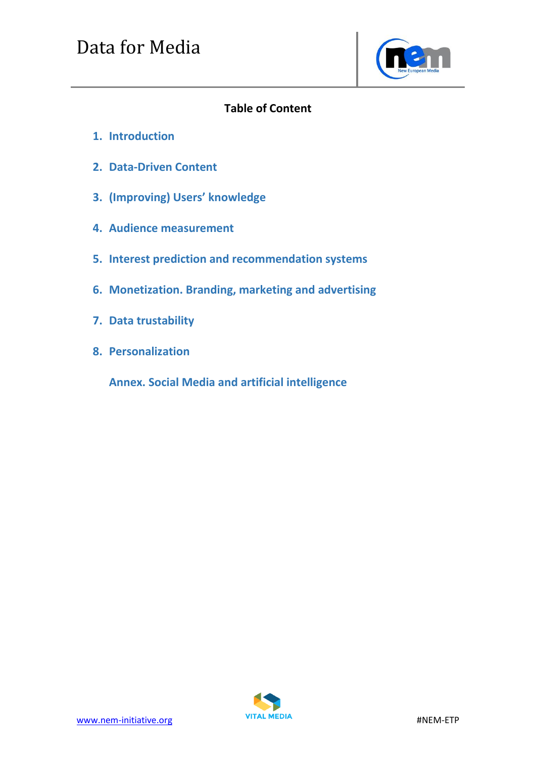## Table of Content

1. Introduction
2. Data-Driven Content
3. (Improving) Users' knowledge
4. Audience measurement
5. Interest prediction and recommendation systems
6. Monetization. Branding, marketing and advertising
7. Data trustability
8. Personalization

Annex. Social Media and artificial intelligence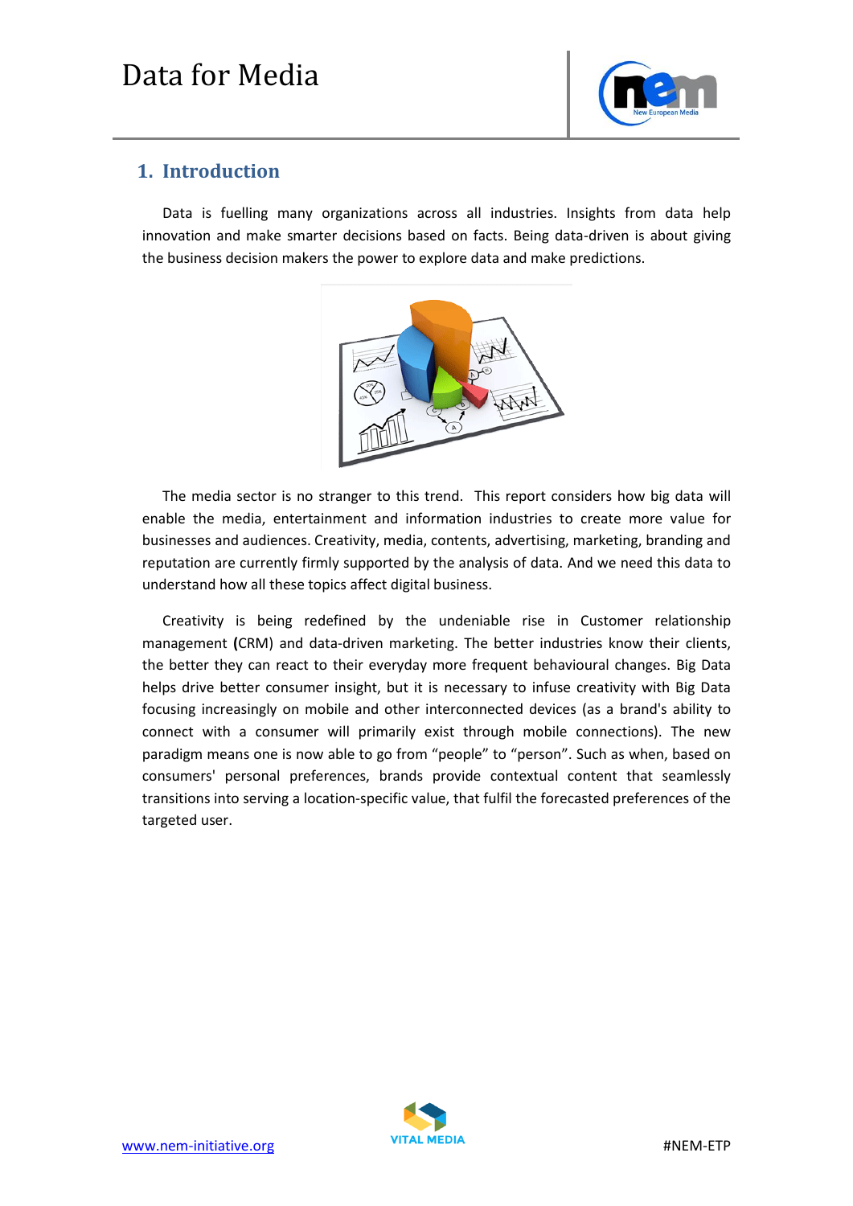## 1. Introduction

Data is fuelling many organizations across all industries. Insights from data help innovation and make smarter decisions based on facts. Being data-driven is about giving the business decision makers the power to explore data and make predictions.

The media sector is no stranger to this trend. This report considers how big data will enable the media, entertainment and information industries to create more value for businesses and audiences. Creativity, media, contents, advertising, marketing, branding and reputation are currently firmly supported by the analysis of data. And we need this data to understand how all these topics affect digital business.

Creativity is being redefined by the undeniable rise in Customer relationship management **(**CRM) and data-driven marketing. The better industries know their clients, the better they can react to their everyday more frequent behavioural changes. Big Data helps drive better consumer insight, but it is necessary to infuse creativity with Big Data focusing increasingly on mobile and other interconnected devices (as a brand's ability to connect with a consumer will primarily exist through mobile connections). The new paradigm means one is now able to go from "people" to "person". Such as when, based on consumers' personal preferences, brands provide contextual content that seamlessly transitions into serving a location-specific value, that fulfil the forecasted preferences of the targeted user.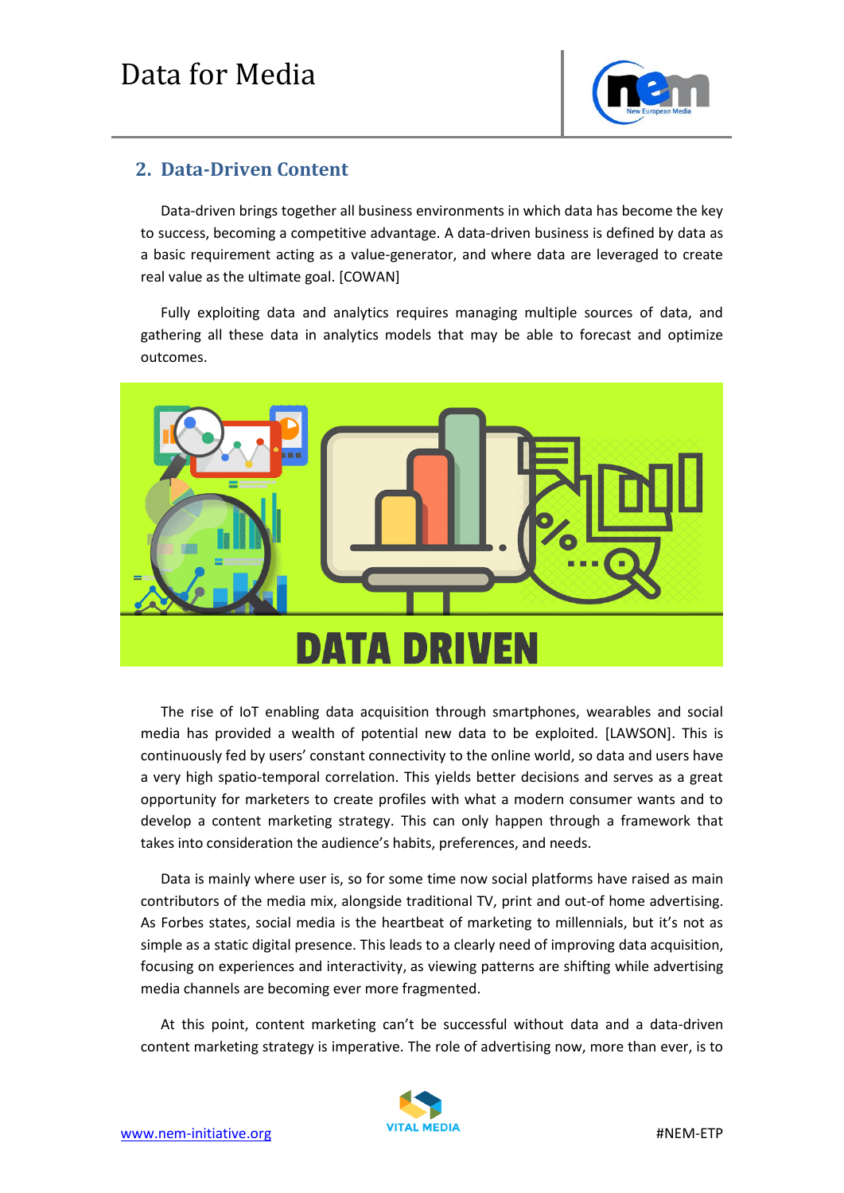## 2. Data-Driven Content

Data-driven brings together all business environments in which data has become the key to success, becoming a competitive advantage. A data-driven business is defined by data as a basic requirement acting as a value-generator, and where data are leveraged to create real value as the ultimate goal. [COWAN]

Fully exploiting data and analytics requires managing multiple sources of data, and gathering all these data in analytics models that may be able to forecast and optimize outcomes.

The rise of IoT enabling data acquisition through smartphones, wearables and social media has provided a wealth of potential new data to be exploited. [LAWSON]. This is continuously fed by users' constant connectivity to the online world, so data and users have a very high spatio-temporal correlation. This yields better decisions and serves as a great opportunity for marketers to create profiles with what a modern consumer wants and to develop a content marketing strategy. This can only happen through a framework that takes into consideration the audience's habits, preferences, and needs.

Data is mainly where user is, so for some time now social platforms have raised as main contributors of the media mix, alongside traditional TV, print and out-of home advertising. As Forbes states, social media is the heartbeat of marketing to millennials, but it's not as simple as a static digital presence. This leads to a clearly need of improving data acquisition, focusing on experiences and interactivity, as viewing patterns are shifting while advertising media channels are becoming ever more fragmented.

At this point, content marketing can't be successful without data and a data-driven content marketing strategy is imperative. The role of advertising now, more than ever, is to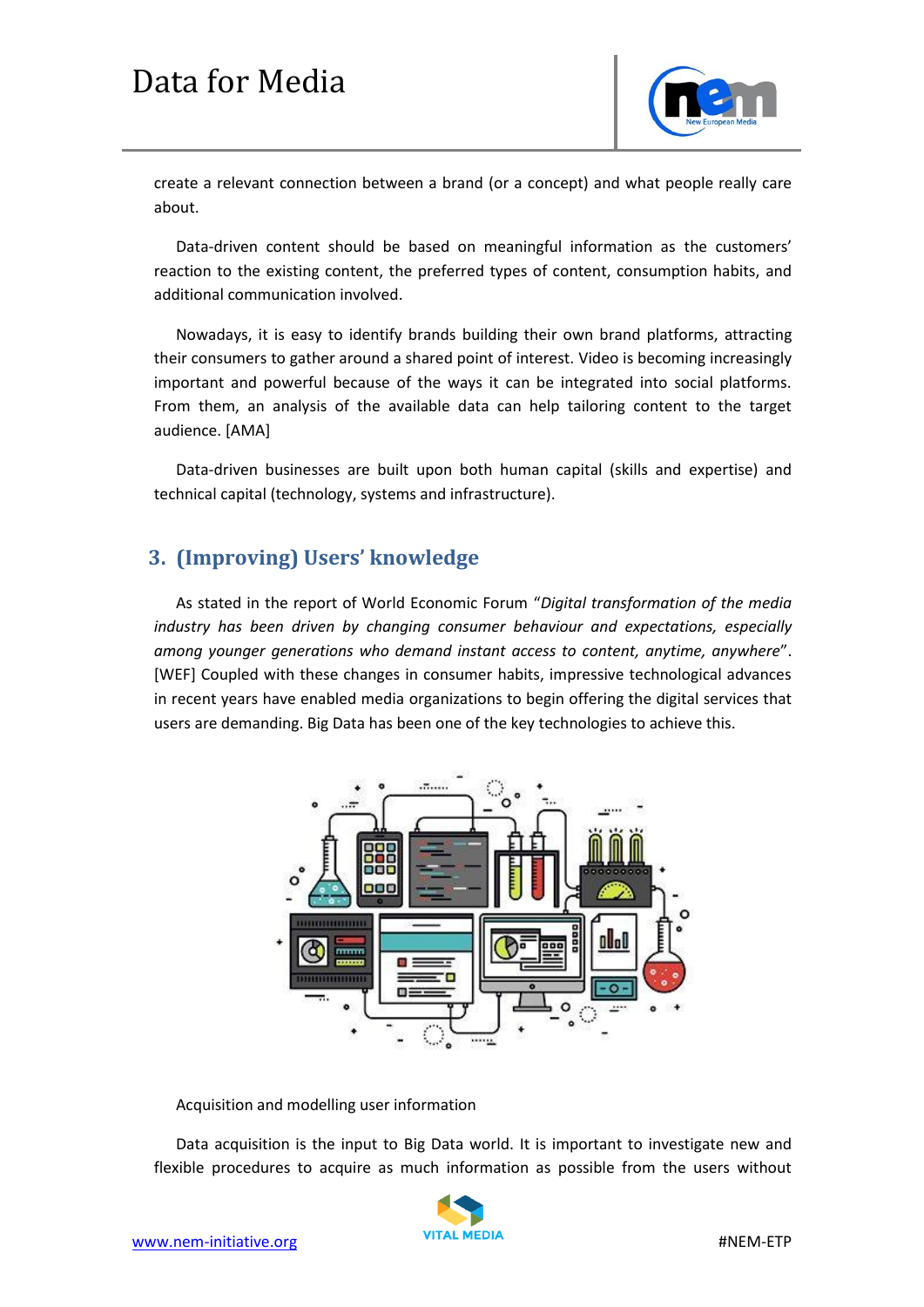create a relevant connection between a brand (or a concept) and what people really care about.

Data-driven content should be based on meaningful information as the customers' reaction to the existing content, the preferred types of content, consumption habits, and additional communication involved.

Nowadays, it is easy to identify brands building their own brand platforms, attracting their consumers to gather around a shared point of interest. Video is becoming increasingly important and powerful because of the ways it can be integrated into social platforms. From them, an analysis of the available data can help tailoring content to the target audience. [AMA]

Data-driven businesses are built upon both human capital (skills and expertise) and technical capital (technology, systems and infrastructure).

## 3. (Improving) Users' knowledge

As stated in the report of World Economic Forum "*Digital transformation of the media industry has been driven by changing consumer behaviour and expectations, especially among younger generations who demand instant access to content, anytime, anywhere*". [WEF] Coupled with these changes in consumer habits, impressive technological advances in recent years have enabled media organizations to begin offering the digital services that users are demanding. Big Data has been one of the key technologies to achieve this.

Acquisition and modelling user information

Data acquisition is the input to Big Data world. It is important to investigate new and flexible procedures to acquire as much information as possible from the users without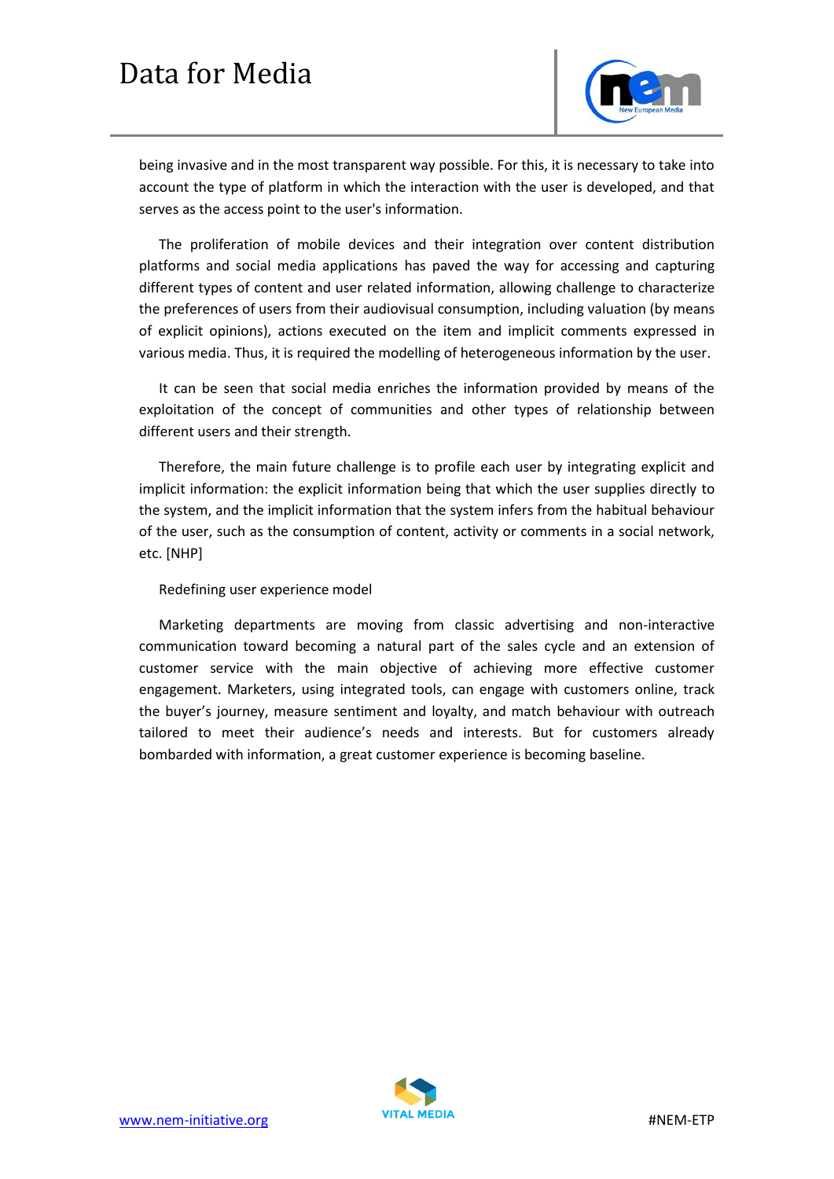being invasive and in the most transparent way possible. For this, it is necessary to take into account the type of platform in which the interaction with the user is developed, and that serves as the access point to the user's information.

The proliferation of mobile devices and their integration over content distribution platforms and social media applications has paved the way for accessing and capturing different types of content and user related information, allowing challenge to characterize the preferences of users from their audiovisual consumption, including valuation (by means of explicit opinions), actions executed on the item and implicit comments expressed in various media. Thus, it is required the modelling of heterogeneous information by the user.

It can be seen that social media enriches the information provided by means of the exploitation of the concept of communities and other types of relationship between different users and their strength.

Therefore, the main future challenge is to profile each user by integrating explicit and implicit information: the explicit information being that which the user supplies directly to the system, and the implicit information that the system infers from the habitual behaviour of the user, such as the consumption of content, activity or comments in a social network, etc. [NHP]

Redefining user experience model

Marketing departments are moving from classic advertising and non-interactive communication toward becoming a natural part of the sales cycle and an extension of customer service with the main objective of achieving more effective customer engagement. Marketers, using integrated tools, can engage with customers online, track the buyer's journey, measure sentiment and loyalty, and match behaviour with outreach tailored to meet their audience's needs and interests. But for customers already bombarded with information, a great customer experience is becoming baseline.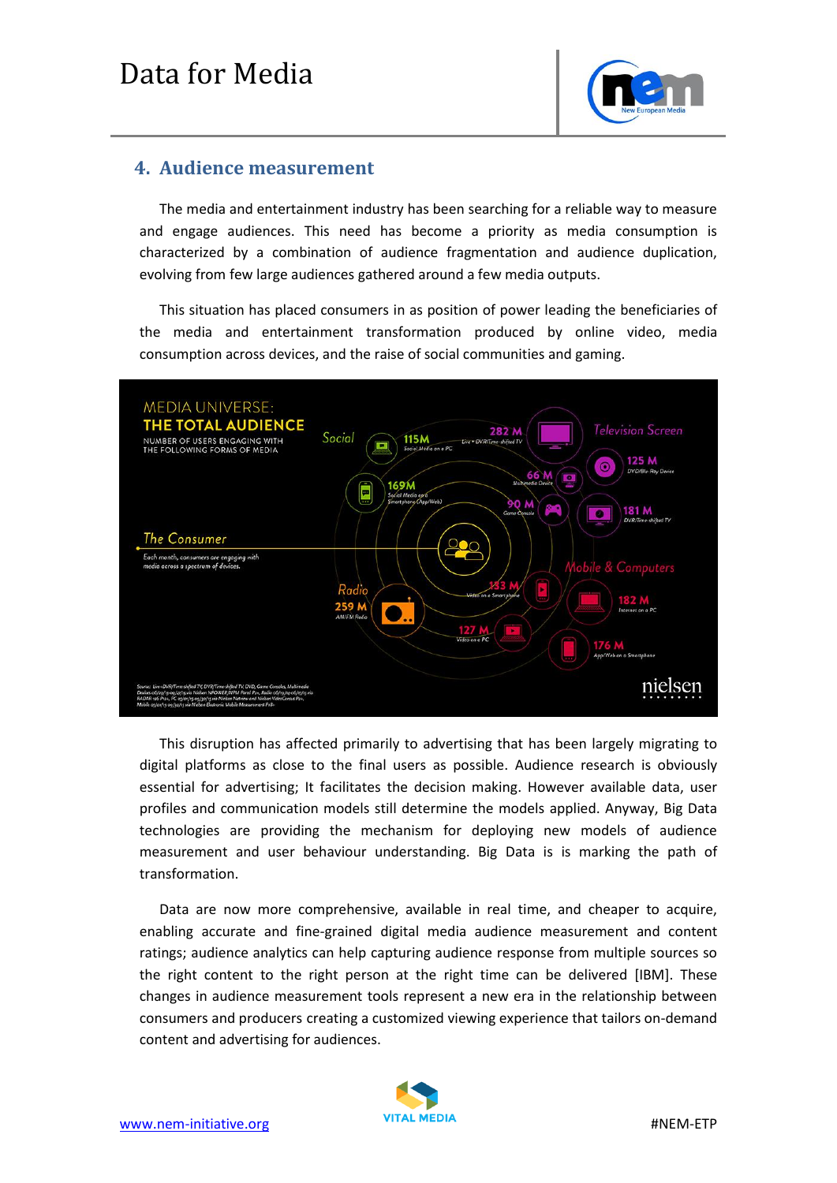## 4. Audience measurement

The media and entertainment industry has been searching for a reliable way to measure and engage audiences. This need has become a priority as media consumption is characterized by a combination of audience fragmentation and audience duplication, evolving from few large audiences gathered around a few media outputs.

This situation has placed consumers in as position of power leading the beneficiaries of the media and entertainment transformation produced by online video, media consumption across devices, and the raise of social communities and gaming.

This disruption has affected primarily to advertising that has been largely migrating to digital platforms as close to the final users as possible. Audience research is obviously essential for advertising; It facilitates the decision making. However available data, user profiles and communication models still determine the models applied. Anyway, Big Data technologies are providing the mechanism for deploying new models of audience measurement and user behaviour understanding. Big Data is is marking the path of transformation.

Data are now more comprehensive, available in real time, and cheaper to acquire, enabling accurate and fine-grained digital media audience measurement and content ratings; audience analytics can help capturing audience response from multiple sources so the right content to the right person at the right time can be delivered [IBM]. These changes in audience measurement tools represent a new era in the relationship between consumers and producers creating a customized viewing experience that tailors on-demand content and advertising for audiences.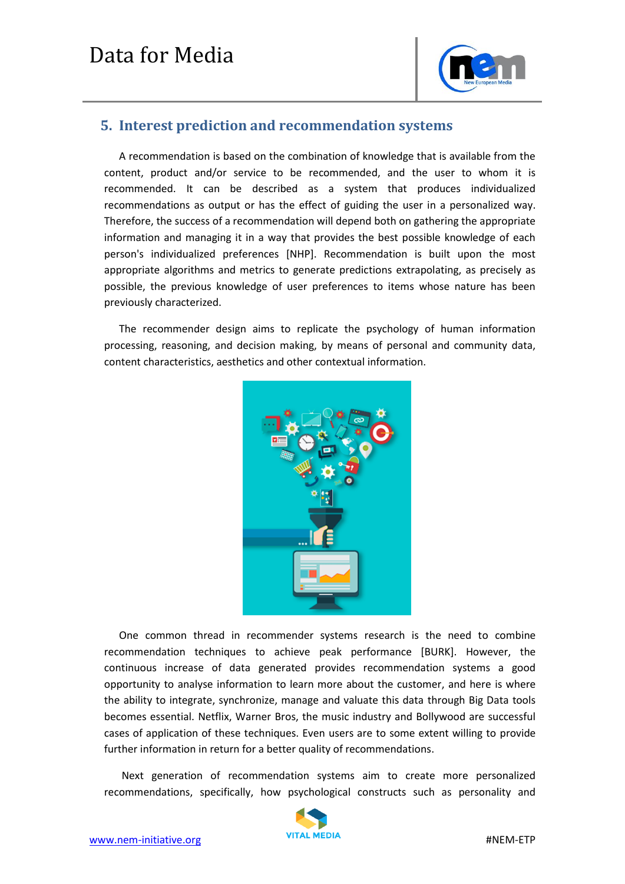## 5. Interest prediction and recommendation systems

A recommendation is based on the combination of knowledge that is available from the content, product and/or service to be recommended, and the user to whom it is recommended. It can be described as a system that produces individualized recommendations as output or has the effect of guiding the user in a personalized way. Therefore, the success of a recommendation will depend both on gathering the appropriate information and managing it in a way that provides the best possible knowledge of each person's individualized preferences [NHP]. Recommendation is built upon the most appropriate algorithms and metrics to generate predictions extrapolating, as precisely as possible, the previous knowledge of user preferences to items whose nature has been previously characterized.

The recommender design aims to replicate the psychology of human information processing, reasoning, and decision making, by means of personal and community data, content characteristics, aesthetics and other contextual information.

One common thread in recommender systems research is the need to combine recommendation techniques to achieve peak performance [BURK]. However, the continuous increase of data generated provides recommendation systems a good opportunity to analyse information to learn more about the customer, and here is where the ability to integrate, synchronize, manage and valuate this data through Big Data tools becomes essential. Netflix, Warner Bros, the music industry and Bollywood are successful cases of application of these techniques. Even users are to some extent willing to provide further information in return for a better quality of recommendations.

Next generation of recommendation systems aim to create more personalized recommendations, specifically, how psychological constructs such as personality and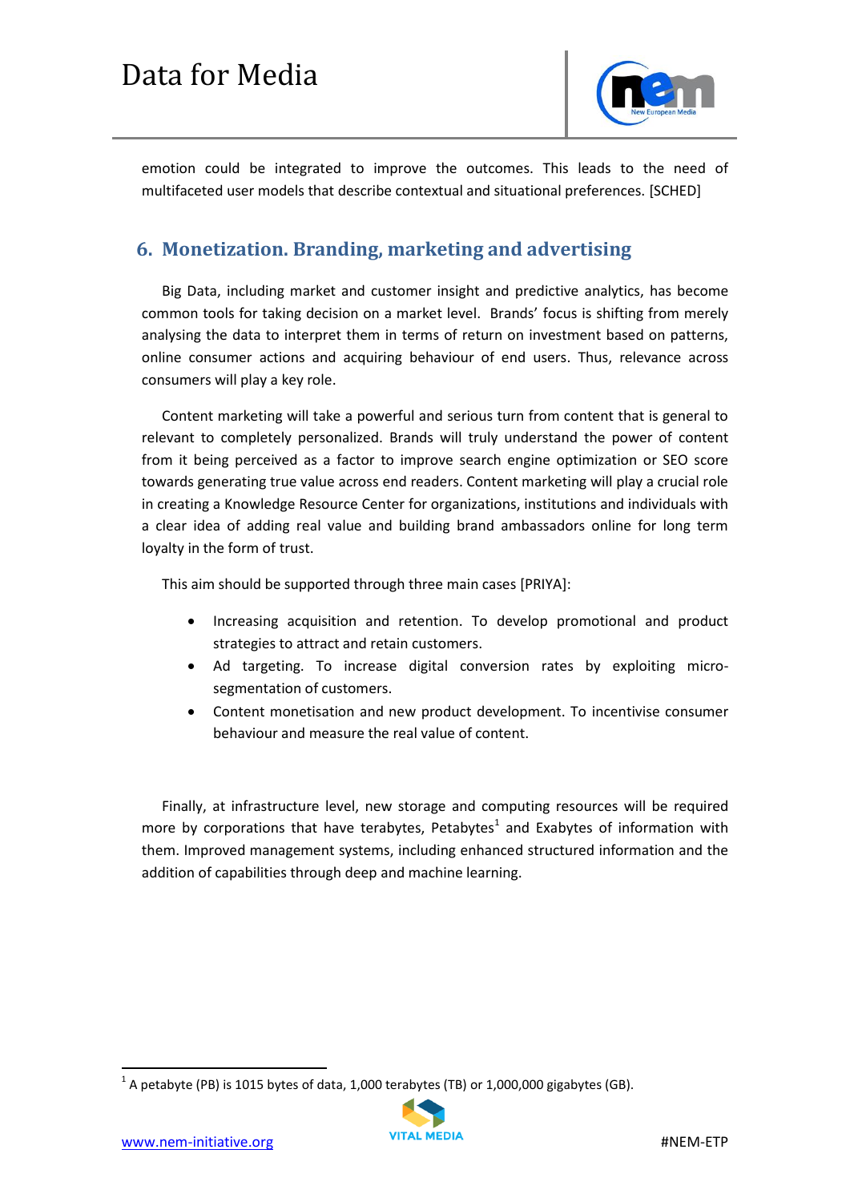emotion could be integrated to improve the outcomes. This leads to the need of multifaceted user models that describe contextual and situational preferences. [SCHED]

## 6. Monetization. Branding, marketing and advertising

Big Data, including market and customer insight and predictive analytics, has become common tools for taking decision on a market level. Brands' focus is shifting from merely analysing the data to interpret them in terms of return on investment based on patterns, online consumer actions and acquiring behaviour of end users. Thus, relevance across consumers will play a key role.

Content marketing will take a powerful and serious turn from content that is general to relevant to completely personalized. Brands will truly understand the power of content from it being perceived as a factor to improve search engine optimization or SEO score towards generating true value across end readers. Content marketing will play a crucial role in creating a Knowledge Resource Center for organizations, institutions and individuals with a clear idea of adding real value and building brand ambassadors online for long term loyalty in the form of trust.

This aim should be supported through three main cases [PRIYA]:

- Increasing acquisition and retention. To develop promotional and product strategies to attract and retain customers.
- Ad targeting. To increase digital conversion rates by exploiting micro-segmentation of customers.
- Content monetisation and new product development. To incentivise consumer behaviour and measure the real value of content.

Finally, at infrastructure level, new storage and computing resources will be required more by corporations that have terabytes, Petabytes[1] and Exabytes of information with them. Improved management systems, including enhanced structured information and the addition of capabilities through deep and machine learning.

[1] A petabyte (PB) is 1015 bytes of data, 1,000 terabytes (TB) or 1,000,000 gigabytes (GB).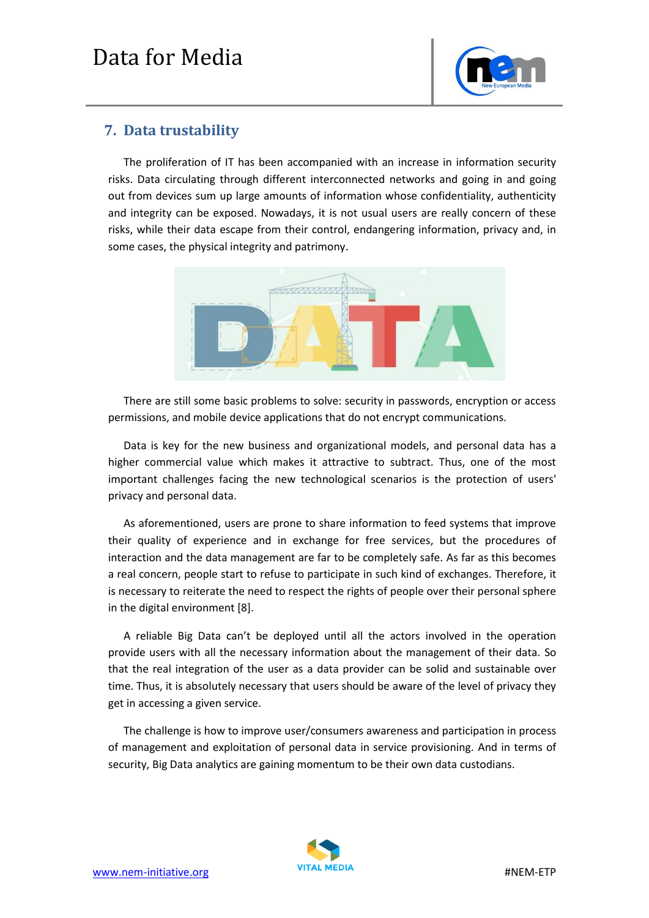## 7. Data trustability

The proliferation of IT has been accompanied with an increase in information security risks. Data circulating through different interconnected networks and going in and going out from devices sum up large amounts of information whose confidentiality, authenticity and integrity can be exposed. Nowadays, it is not usual users are really concern of these risks, while their data escape from their control, endangering information, privacy and, in some cases, the physical integrity and patrimony.

There are still some basic problems to solve: security in passwords, encryption or access permissions, and mobile device applications that do not encrypt communications.

Data is key for the new business and organizational models, and personal data has a higher commercial value which makes it attractive to subtract. Thus, one of the most important challenges facing the new technological scenarios is the protection of users' privacy and personal data.

As aforementioned, users are prone to share information to feed systems that improve their quality of experience and in exchange for free services, but the procedures of interaction and the data management are far to be completely safe. As far as this becomes a real concern, people start to refuse to participate in such kind of exchanges. Therefore, it is necessary to reiterate the need to respect the rights of people over their personal sphere in the digital environment [8].

A reliable Big Data can't be deployed until all the actors involved in the operation provide users with all the necessary information about the management of their data. So that the real integration of the user as a data provider can be solid and sustainable over time. Thus, it is absolutely necessary that users should be aware of the level of privacy they get in accessing a given service.

The challenge is how to improve user/consumers awareness and participation in process of management and exploitation of personal data in service provisioning. And in terms of security, Big Data analytics are gaining momentum to be their own data custodians.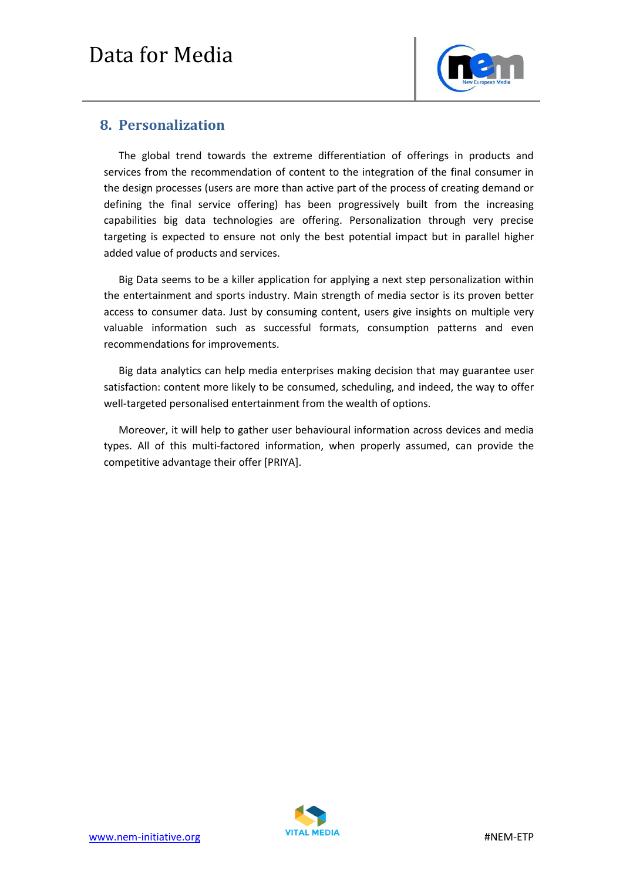## 8. Personalization

The global trend towards the extreme differentiation of offerings in products and services from the recommendation of content to the integration of the final consumer in the design processes (users are more than active part of the process of creating demand or defining the final service offering) has been progressively built from the increasing capabilities big data technologies are offering. Personalization through very precise targeting is expected to ensure not only the best potential impact but in parallel higher added value of products and services.

Big Data seems to be a killer application for applying a next step personalization within the entertainment and sports industry. Main strength of media sector is its proven better access to consumer data. Just by consuming content, users give insights on multiple very valuable information such as successful formats, consumption patterns and even recommendations for improvements.

Big data analytics can help media enterprises making decision that may guarantee user satisfaction: content more likely to be consumed, scheduling, and indeed, the way to offer well-targeted personalised entertainment from the wealth of options.

Moreover, it will help to gather user behavioural information across devices and media types. All of this multi-factored information, when properly assumed, can provide the competitive advantage their offer [PRIYA].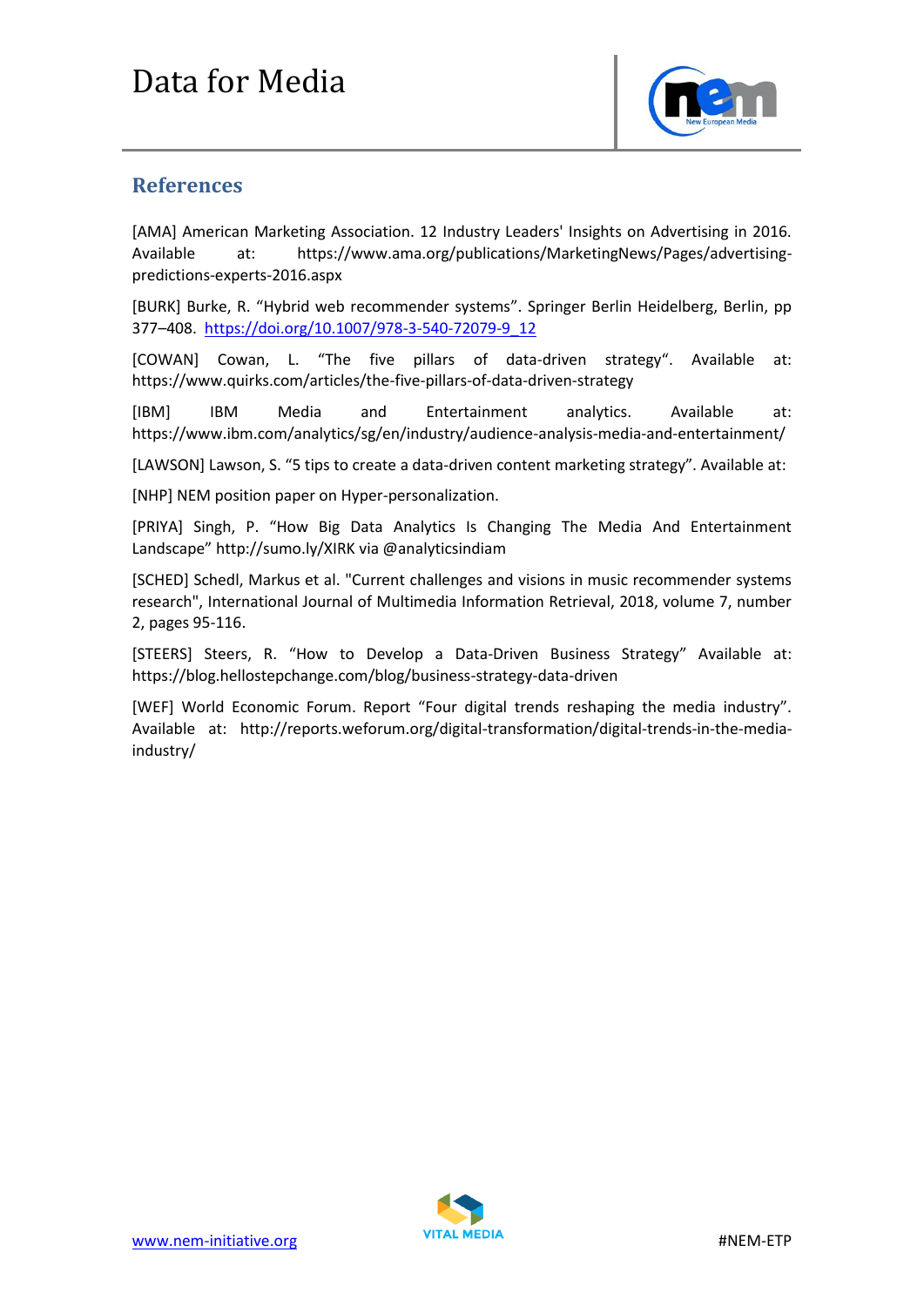## References

[AMA] American Marketing Association. 12 Industry Leaders' Insights on Advertising in 2016. Available at: https://www.ama.org/publications/MarketingNews/Pages/advertising-predictions-experts-2016.aspx

[BURK] Burke, R. “Hybrid web recommender systems”. Springer Berlin Heidelberg, Berlin, pp 377–408. [https://doi.org/10.1007/978-3-540-72079-9_12](https://doi.org/10.1007/978-3-540-72079-9_12)

[COWAN] Cowan, L. “The five pillars of data-driven strategy“. Available at: https://www.quirks.com/articles/the-five-pillars-of-data-driven-strategy

[IBM] IBM Media and Entertainment analytics. Available at: https://www.ibm.com/analytics/sg/en/industry/audience-analysis-media-and-entertainment/

[LAWSON] Lawson, S. “5 tips to create a data-driven content marketing strategy”. Available at:

[NHP] NEM position paper on Hyper-personalization.

[PRIYA] Singh, P. “How Big Data Analytics Is Changing The Media And Entertainment Landscape” http://sumo.ly/XIRK via @analyticsindiam

[SCHED] Schedl, Markus et al. "Current challenges and visions in music recommender systems research", International Journal of Multimedia Information Retrieval, 2018, volume 7, number 2, pages 95-116.

[STEERS] Steers, R. “How to Develop a Data-Driven Business Strategy” Available at: https://blog.hellostepchange.com/blog/business-strategy-data-driven

[WEF] World Economic Forum. Report “Four digital trends reshaping the media industry”. Available at: http://reports.weforum.org/digital-transformation/digital-trends-in-the-media-industry/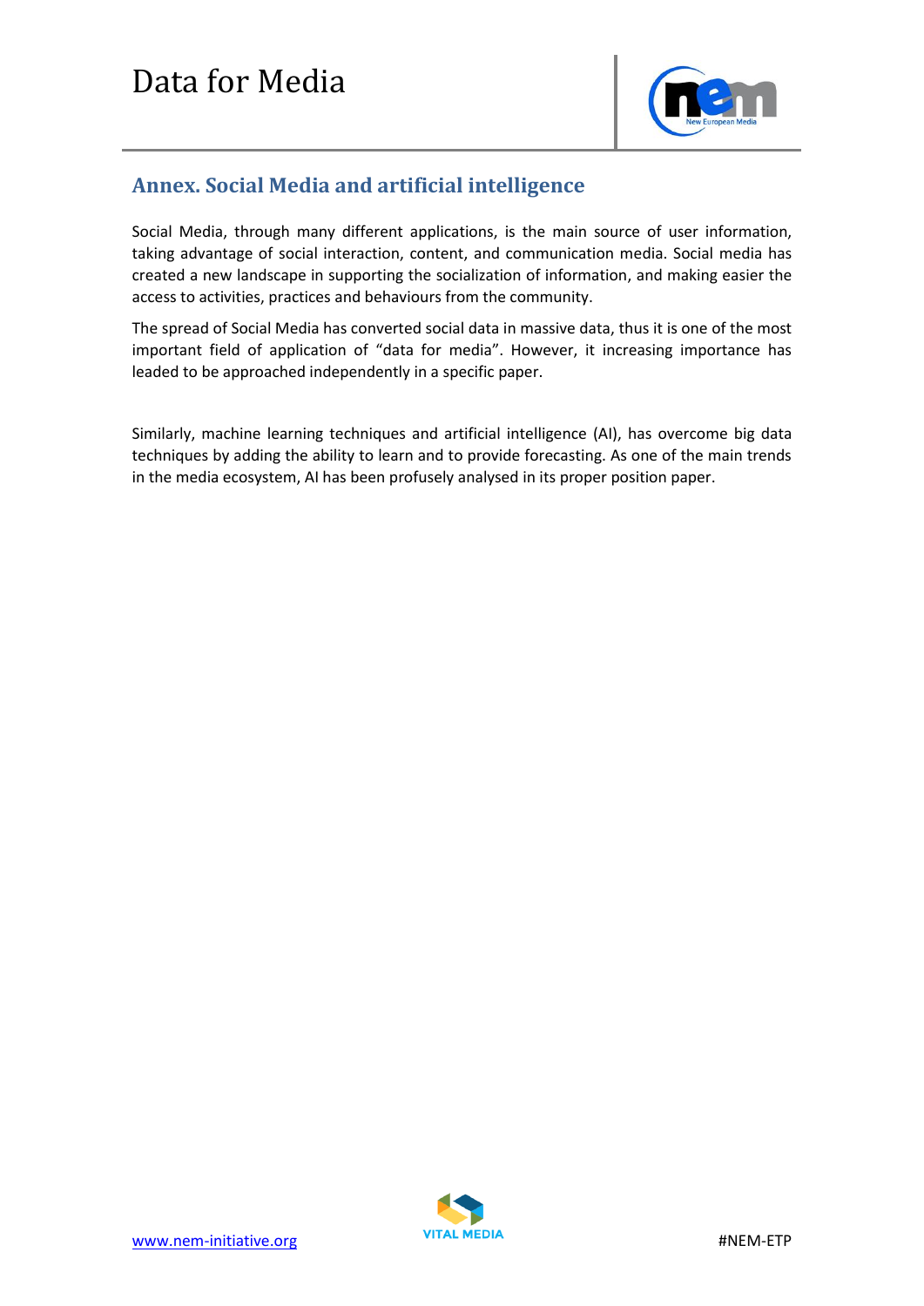## Annex. Social Media and artificial intelligence

Social Media, through many different applications, is the main source of user information, taking advantage of social interaction, content, and communication media. Social media has created a new landscape in supporting the socialization of information, and making easier the access to activities, practices and behaviours from the community.

The spread of Social Media has converted social data in massive data, thus it is one of the most important field of application of "data for media". However, it increasing importance has leaded to be approached independently in a specific paper.

Similarly, machine learning techniques and artificial intelligence (AI), has overcome big data techniques by adding the ability to learn and to provide forecasting. As one of the main trends in the media ecosystem, AI has been profusely analysed in its proper position paper.